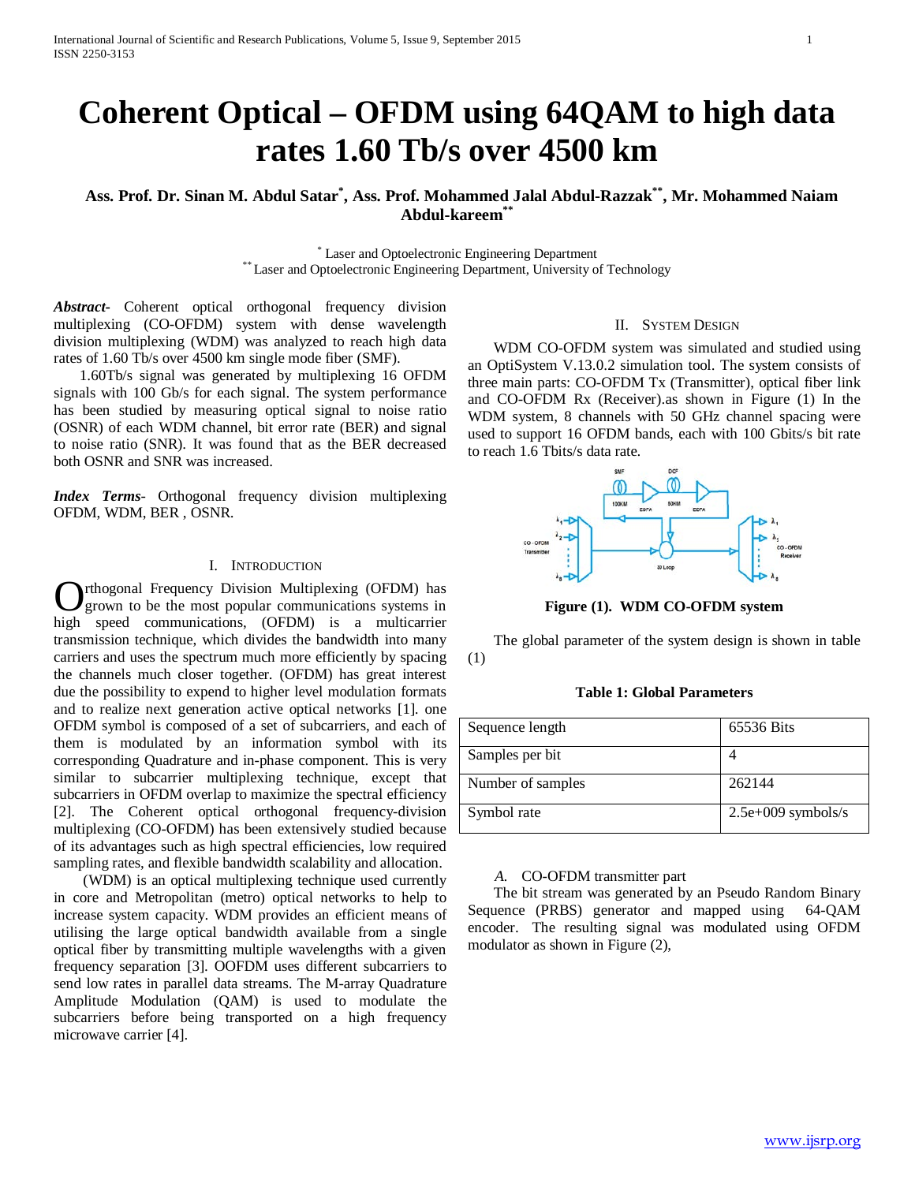# Coherent Optical – OFDM using 64QAM to high data rates 1.60 Tb/s over 4500 km

**Ass. Prof. Dr. Sinan M. Abdul Satar[*], Ass. Prof. Mohammed Jalal Abdul-Razzak[**], Mr. Mohammed Naiam Abdul-kareem[**]**

[*] Laser and Optoelectronic Engineering Department
[**] Laser and Optoelectronic Engineering Department, University of Technology

***Abstract***- Coherent optical orthogonal frequency division multiplexing (CO-OFDM) system with dense wavelength division multiplexing (WDM) was analyzed to reach high data rates of 1.60 Tb/s over 4500 km single mode fiber (SMF).

1.60Tb/s signal was generated by multiplexing 16 OFDM signals with 100 Gb/s for each signal. The system performance has been studied by measuring optical signal to noise ratio (OSNR) of each WDM channel, bit error rate (BER) and signal to noise ratio (SNR). It was found that as the BER decreased both OSNR and SNR was increased.

***Index Terms***- Orthogonal frequency division multiplexing OFDM, WDM, BER , OSNR.

## I. Introduction

Orthogonal Frequency Division Multiplexing (OFDM) has grown to be the most popular communications systems in high speed communications, (OFDM) is a multicarrier transmission technique, which divides the bandwidth into many carriers and uses the spectrum much more efficiently by spacing the channels much closer together. (OFDM) has great interest due the possibility to expend to higher level modulation formats and to realize next generation active optical networks [1]. one OFDM symbol is composed of a set of subcarriers, and each of them is modulated by an information symbol with its corresponding Quadrature and in-phase component. This is very similar to subcarrier multiplexing technique, except that subcarriers in OFDM overlap to maximize the spectral efficiency [2]. The Coherent optical orthogonal frequency-division multiplexing (CO-OFDM) has been extensively studied because of its advantages such as high spectral efficiencies, low required sampling rates, and flexible bandwidth scalability and allocation.

(WDM) is an optical multiplexing technique used currently in core and Metropolitan (metro) optical networks to help to increase system capacity. WDM provides an efficient means of utilising the large optical bandwidth available from a single optical fiber by transmitting multiple wavelengths with a given frequency separation [3]. OOFDM uses different subcarriers to send low rates in parallel data streams. The M-array Quadrature Amplitude Modulation (QAM) is used to modulate the subcarriers before being transported on a high frequency microwave carrier [4].

## II. System Design

WDM CO-OFDM system was simulated and studied using an OptiSystem V.13.0.2 simulation tool. The system consists of three main parts: CO-OFDM Tx (Transmitter), optical fiber link and CO-OFDM Rx (Receiver).as shown in Figure (1) In the WDM system, 8 channels with 50 GHz channel spacing were used to support 16 OFDM bands, each with 100 Gbits/s bit rate to reach 1.6 Tbits/s data rate.

**Figure (1). WDM CO-OFDM system**

The global parameter of the system design is shown in table (1)

**Table 1: Global Parameters**

| Sequence length | 65536 Bits |
|---|---|
| Samples per bit | 4 |
| Number of samples | 262144 |
| Symbol rate | 2.5e+009 symbols/s |

### *A.* CO-OFDM transmitter part

The bit stream was generated by an Pseudo Random Binary Sequence (PRBS) generator and mapped using 64-QAM encoder. The resulting signal was modulated using OFDM modulator as shown in Figure (2),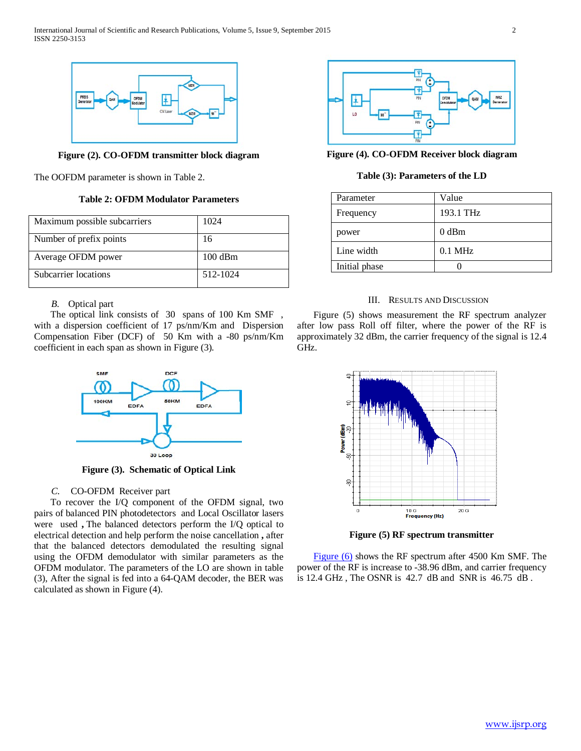Figure (2). CO-OFDM transmitter block diagram

The OOFDM parameter is shown in Table 2.

**Table 2: OFDM Modulator Parameters**

| Maximum possible subcarriers | 1024 |
|---|---|
| Number of prefix points | 16 |
| Average OFDM power | 100 dBm |
| Subcarrier locations | 512-1024 |

### B. Optical part

The optical link consists of 30 spans of 100 Km SMF , with a dispersion coefficient of 17 ps/nm/Km and Dispersion Compensation Fiber (DCF) of 50 Km with a -80 ps/nm/Km coefficient in each span as shown in Figure (3).

**Figure (3). Schematic of Optical Link**

### C. CO-OFDM Receiver part

To recover the I/Q component of the OFDM signal, two pairs of balanced PIN photodetectors and Local Oscillator lasers were used **,** The balanced detectors perform the I/Q optical to electrical detection and help perform the noise cancellation **,** after that the balanced detectors demodulated the resulting signal using the OFDM demodulator with similar parameters as the OFDM modulator. The parameters of the LO are shown in table (3), After the signal is fed into a 64-QAM decoder, the BER was calculated as shown in Figure (4).

**Figure (4). CO-OFDM Receiver block diagram**

**Table (3): Parameters of the LD**

| Parameter | Value |
|---|---|
| Frequency | 193.1 THz |
| power | 0 dBm |
| Line width | 0.1 MHz |
| Initial phase | 0 |

## III. Results and Discussion

Figure (5) shows measurement the RF spectrum analyzer after low pass Roll off filter, where the power of the RF is approximately 32 dBm, the carrier frequency of the signal is 12.4 GHz.

**Figure (5) RF spectrum transmitter**

Figure (6) shows the RF spectrum after 4500 Km SMF. The power of the RF is increase to -38.96 dBm, and carrier frequency is 12.4 GHz , The OSNR is 42.7 dB and SNR is 46.75 dB .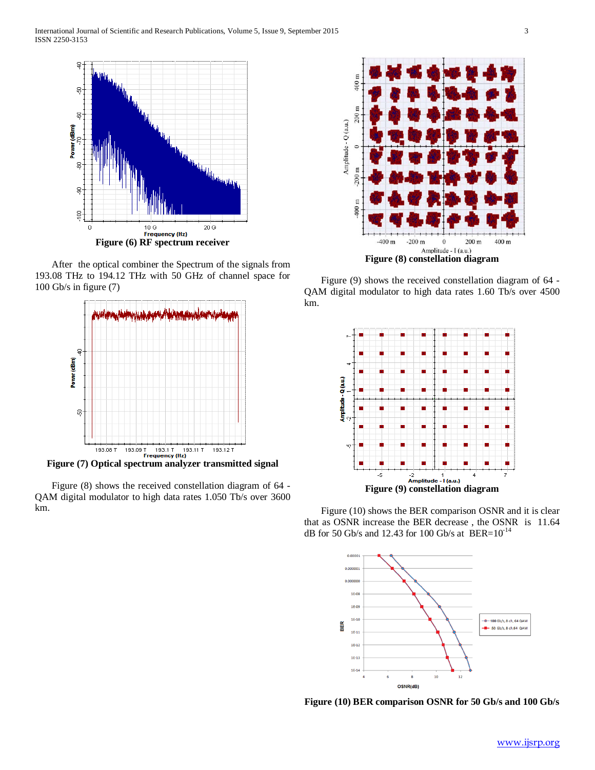Figure (6) RF spectrum receiver

After the optical combiner the Spectrum of the signals from 193.08 THz to 194.12 THz with 50 GHz of channel space for 100 Gb/s in figure (7)

Figure (7) Optical spectrum analyzer transmitted signal

Figure (8) shows the received constellation diagram of 64 -QAM digital modulator to high data rates 1.050 Tb/s over 3600 km.

Figure (8) constellation diagram

Figure (9) shows the received constellation diagram of 64 -QAM digital modulator to high data rates 1.60 Tb/s over 4500 km.

Figure (9) constellation diagram

Figure (10) shows the BER comparison OSNR and it is clear that as OSNR increase the BER decrease , the OSNR is 11.64 dB for 50 Gb/s and 12.43 for 100 Gb/s at $BER=10^{-14}$

Figure (10) BER comparison OSNR for 50 Gb/s and 100 Gb/s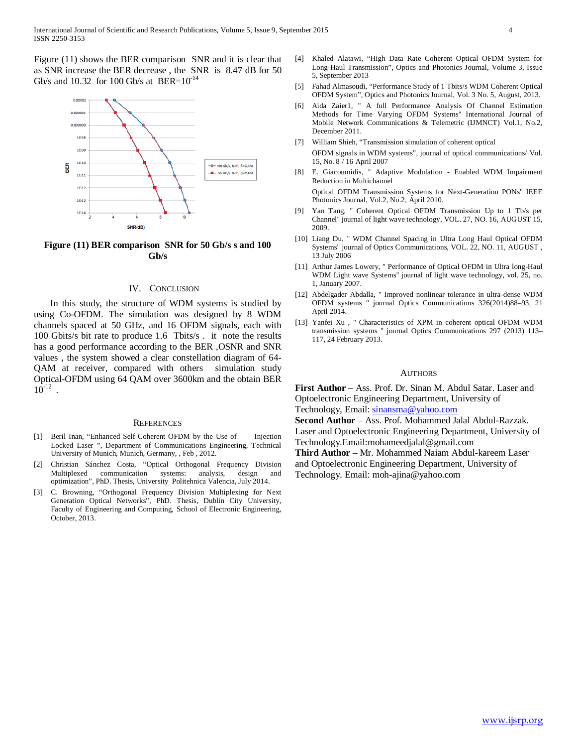Figure (11) shows the BER comparison SNR and it is clear that as SNR increase the BER decrease , the SNR is 8.47 dB for 50 Gb/s and 10.32 for 100 Gb/s at $BER=10^{-14}$

0.00001
0.000001
0.000000
1E-08
1E-09
1E-10
1E-11
1E-12
1E-13
1E-14
BER
2
4
6
8
10
SNR(dB)
100 Gb/s, 8 ch. 64QAM
50 Gb/s, 8 ch. 64QAM

**Figure (11) BER comparison SNR for 50 Gb/s s and 100 Gb/s**

## IV. Conclusion

In this study, the structure of WDM systems is studied by using Co-OFDM. The simulation was designed by 8 WDM channels spaced at 50 GHz, and 16 OFDM signals, each with 100 Gbits/s bit rate to produce 1.6 Tbits/s . it note the results has a good performance according to the BER ,OSNR and SNR values , the system showed a clear constellation diagram of 64-QAM at receiver, compared with others simulation study Optical-OFDM using 64 QAM over 3600km and the obtain BER $10^{-12}$ .

## References

[1] Beril Inan, "Enhanced Self-Coherent OFDM by the Use of Injection Locked Laser ", Department of Communications Engineering, Technical University of Munich, Munich, Germany, , Feb , 2012.

[2] Christian Sánchez Costa, "Optical Orthogonal Frequency Division Multiplexed communication systems: analysis, design and optimization", PhD. Thesis, University Politehnica Valencia, July 2014.

[3] C. Browning, "Orthogonal Frequency Division Multiplexing for Next Generation Optical Networks", PhD. Thesis, Dublin City University, Faculty of Engineering and Computing, School of Electronic Engineering, October, 2013.

[4] Khaled Alatawi, "High Data Rate Coherent Optical OFDM System for Long-Haul Transmission", Optics and Photonics Journal, Volume 3, Issue 5, September 2013

[5] Fahad Almasoudi, "Performance Study of 1 Tbits/s WDM Coherent Optical OFDM System", Optics and Photonics Journal, Vol. 3 No. 5, August, 2013.

[6] Aida Zaier1, " A full Performance Analysis Of Channel Estimation Methods for Time Varying OFDM Systems" International Journal of Mobile Network Communications & Telematic (IJMNCT) Vol.1, No.2, December 2011.

[7] William Shieh, "Transmission simulation of coherent optical OFDM signals in WDM systems", journal of optical communications/ Vol. 15, No. 8 / 16 April 2007

[8] E. Giacoumidis, " Adaptive Modulation - Enabled WDM Impairment Reduction in Multichannel Optical OFDM Transmission Systems for Next-Generation PONs" IEEE Photonics Journal, Vol.2, No.2, April 2010.

[9] Yan Tang, " Coherent Optical OFDM Transmission Up to 1 Tb/s per Channel" journal of light wave technology, VOL. 27, NO. 16, AUGUST 15, 2009.

[10] Liang Du, " WDM Channel Spacing in Ultra Long Haul Optical OFDM Systems" journal of Optics Communications, VOL. 22, NO. 11, AUGUST , 13 July 2006

[11] Arthur James Lowery, " Performance of Optical OFDM in Ultra long-Haul WDM Light wave Systems" journal of light wave technology, vol. 25, no. 1, January 2007.

[12] Abdelgader Abdalla, " Improved nonlinear tolerance in ultra-dense WDM OFDM systems " journal Optics Communications 326(2014)88–93, 21 April 2014.

[13] Yanfei Xu , " Characteristics of XPM in coherent optical OFDM WDM transmission systems " journal Optics Communications 297 (2013) 113–117, 24 February 2013.

## Authors

**First Author** – Ass. Prof. Dr. Sinan M. Abdul Satar. Laser and Optoelectronic Engineering Department, University of Technology, Email: sinansma@yahoo.com

**Second Author** – Ass. Prof. Mohammed Jalal Abdul-Razzak. Laser and Optoelectronic Engineering Department, University of Technology.Email:mohameedjalal@gmail.com

**Third Author** – Mr. Mohammed Naiam Abdul-kareem Laser and Optoelectronic Engineering Department, University of Technology. Email: moh-ajina@yahoo.com